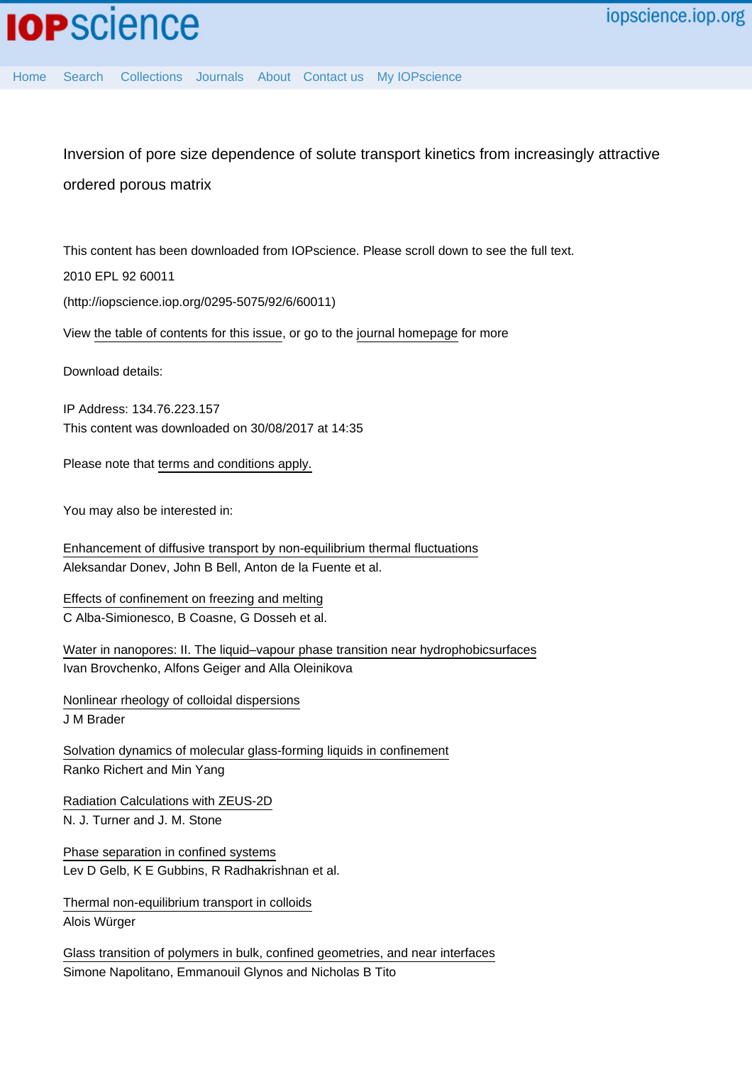# Inversion of pore size dependence of solute transport kinetics from increasingly attractive ordered porous matrix

This content has been downloaded from IOPscience. Please scroll down to see the full text.

2010 EPL 92 60011

(http://iopscience.iop.org/0295-5075/92/6/60011)

View the table of contents for this issue, or go to the journal homepage for more

Download details:

IP Address: 134.76.223.157
This content was downloaded on 30/08/2017 at 14:35

Please note that terms and conditions apply.

You may also be interested in:

Enhancement of diffusive transport by non-equilibrium thermal fluctuations
Aleksandar Donev, John B Bell, Anton de la Fuente et al.

Effects of confinement on freezing and melting
C Alba-Simionesco, B Coasne, G Dosseh et al.

Water in nanopores: II. The liquid–vapour phase transition near hydrophobicsurfaces
Ivan Brovchenko, Alfons Geiger and Alla Oleinikova

Nonlinear rheology of colloidal dispersions
J M Brader

Solvation dynamics of molecular glass-forming liquids in confinement
Ranko Richert and Min Yang

Radiation Calculations with ZEUS-2D
N. J. Turner and J. M. Stone

Phase separation in confined systems
Lev D Gelb, K E Gubbins, R Radhakrishnan et al.

Thermal non-equilibrium transport in colloids
Alois Würger

Glass transition of polymers in bulk, confined geometries, and near interfaces
Simone Napolitano, Emmanouil Glynos and Nicholas B Tito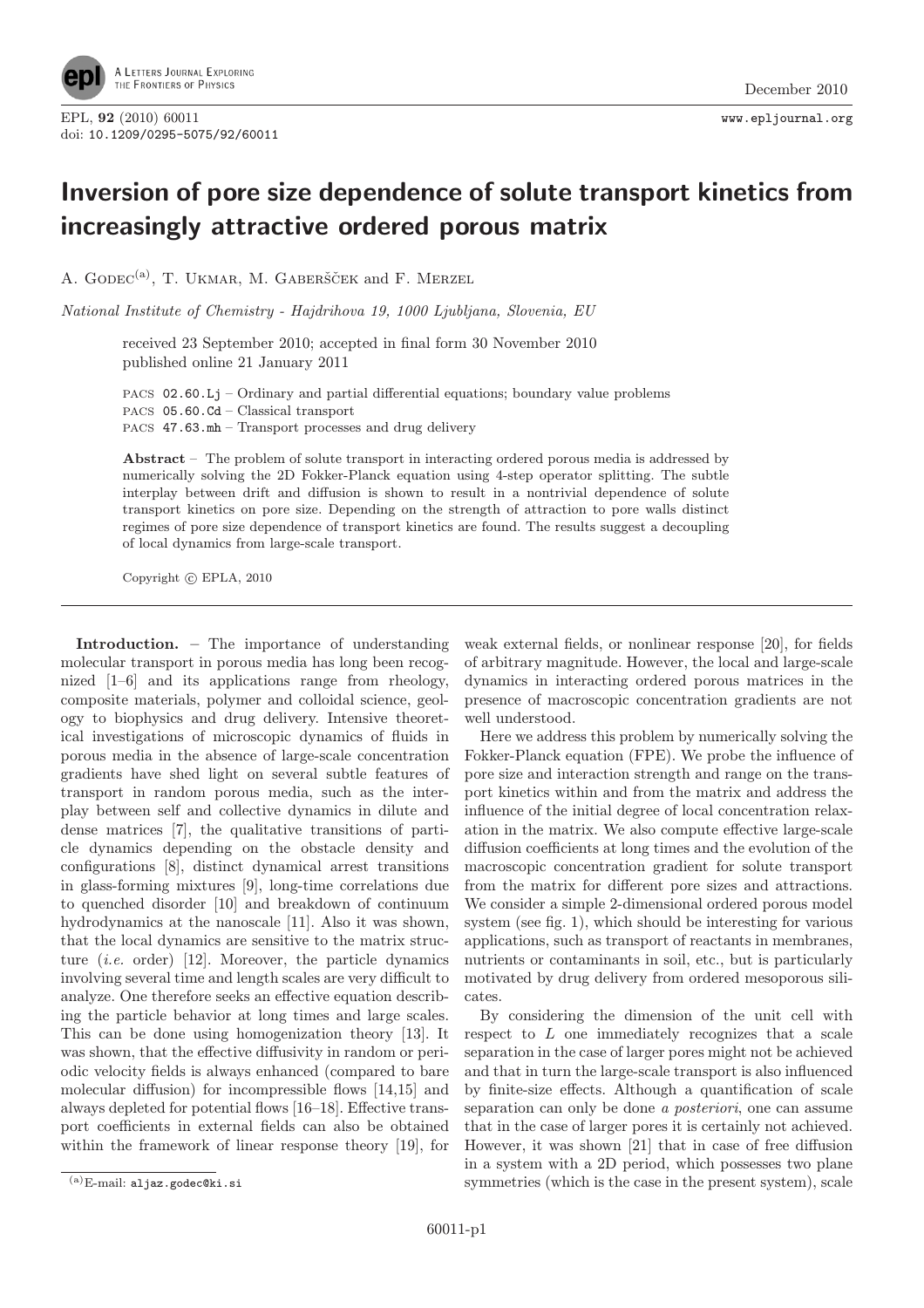# Inversion of pore size dependence of solute transport kinetics from increasingly attractive ordered porous matrix

A. Godec[(a)], T. Ukmar, M. Gaberšček and F. Merzel

*National Institute of Chemistry - Hajdrihova 19, 1000 Ljubljana, Slovenia, EU*

received 23 September 2010; accepted in final form 30 November 2010
published online 21 January 2011

PACS 02.60.Lj – Ordinary and partial differential equations; boundary value problems
PACS 05.60.Cd – Classical transport
PACS 47.63.mh – Transport processes and drug delivery

**Abstract** – The problem of solute transport in interacting ordered porous media is addressed by numerically solving the 2D Fokker-Planck equation using 4-step operator splitting. The subtle interplay between drift and diffusion is shown to result in a nontrivial dependence of solute transport kinetics on pore size. Depending on the strength of attraction to pore walls distinct regimes of pore size dependence of transport kinetics are found. The results suggest a decoupling of local dynamics from large-scale transport.

Copyright © EPLA, 2010

**Introduction.** – The importance of understanding molecular transport in porous media has long been recognized [1–6] and its applications range from rheology, composite materials, polymer and colloidal science, geology to biophysics and drug delivery. Intensive theoretical investigations of microscopic dynamics of fluids in porous media in the absence of large-scale concentration gradients have shed light on several subtle features of transport in random porous media, such as the interplay between self and collective dynamics in dilute and dense matrices [7], the qualitative transitions of particle dynamics depending on the obstacle density and configurations [8], distinct dynamical arrest transitions in glass-forming mixtures [9], long-time correlations due to quenched disorder [10] and breakdown of continuum hydrodynamics at the nanoscale [11]. Also it was shown, that the local dynamics are sensitive to the matrix structure (*i.e.* order) [12]. Moreover, the particle dynamics involving several time and length scales are very difficult to analyze. One therefore seeks an effective equation describing the particle behavior at long times and large scales. This can be done using homogenization theory [13]. It was shown, that the effective diffusivity in random or periodic velocity fields is always enhanced (compared to bare molecular diffusion) for incompressible flows [14,15] and always depleted for potential flows [16–18]. Effective transport coefficients in external fields can also be obtained within the framework of linear response theory [19], for weak external fields, or nonlinear response [20], for fields of arbitrary magnitude. However, the local and large-scale dynamics in interacting ordered porous matrices in the presence of macroscopic concentration gradients are not well understood.

Here we address this problem by numerically solving the Fokker-Planck equation (FPE). We probe the influence of pore size and interaction strength and range on the transport kinetics within and from the matrix and address the influence of the initial degree of local concentration relaxation in the matrix. We also compute effective large-scale diffusion coefficients at long times and the evolution of the macroscopic concentration gradient for solute transport from the matrix for different pore sizes and attractions. We consider a simple 2-dimensional ordered porous model system (see fig. 1), which should be interesting for various applications, such as transport of reactants in membranes, nutrients or contaminants in soil, etc., but is particularly motivated by drug delivery from ordered mesoporous silicates.

By considering the dimension of the unit cell with respect to $L$ one immediately recognizes that a scale separation in the case of larger pores might not be achieved and that in turn the large-scale transport is also influenced by finite-size effects. Although a quantification of scale separation can only be done *a posteriori*, one can assume that in the case of larger pores it is certainly not achieved. However, it was shown [21] that in case of free diffusion in a system with a 2D period, which possesses two plane symmetries (which is the case in the present system), scale

(a)E-mail: aljaz.godec@ki.si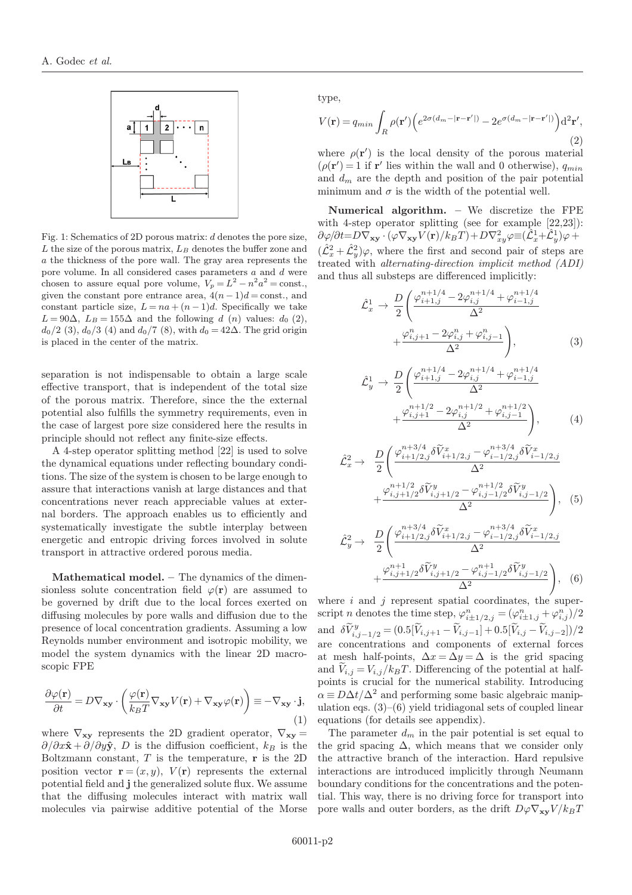Fig. 1: Schematics of 2D porous matrix: $d$ denotes the pore size, $L$ the size of the porous matrix, $L_B$ denotes the buffer zone and $a$ the thickness of the pore wall. The gray area represents the pore volume. In all considered cases parameters $a$ and $d$ were chosen to assure equal pore volume, $V_p = L^2 - n^2a^2 = \text{const.}$, given the constant pore entrance area, $4(n-1)d = \text{const.}$, and constant particle size, $L = na + (n-1)d$. Specifically we take $L = 90\Delta$, $L_B = 155\Delta$ and the following $d$ ($n$) values: $d_0$ (2), $d_0/2$ (3), $d_0/3$ (4) and $d_0/7$ (8), with $d_0 = 42\Delta$. The grid origin is placed in the center of the matrix.

separation is not indispensable to obtain a large scale effective transport, that is independent of the total size of the porous matrix. Therefore, since the the external potential also fulfills the symmetry requirements, even in the case of largest pore size considered here the results in principle should not reflect any finite-size effects.

A 4-step operator splitting method [22] is used to solve the dynamical equations under reflecting boundary conditions. The size of the system is chosen to be large enough to assure that interactions vanish at large distances and that concentrations never reach appreciable values at external borders. The approach enables us to efficiently and systematically investigate the subtle interplay between energetic and entropic driving forces involved in solute transport in attractive ordered porous media.

**Mathematical model.** – The dynamics of the dimensionless solute concentration field $\varphi(\mathbf{r})$ are assumed to be governed by drift due to the local forces exerted on diffusing molecules by pore walls and diffusion due to the presence of local concentration gradients. Assuming a low Reynolds number environment and isotropic mobility, we model the system dynamics with the linear 2D macroscopic FPE

$$\frac{\partial \varphi(\mathbf{r})}{\partial t} = D\nabla_{\mathbf{xy}} \cdot \left( \frac{\varphi(\mathbf{r})}{k_B T} \nabla_{\mathbf{xy}} V(\mathbf{r}) + \nabla_{\mathbf{xy}} \varphi(\mathbf{r}) \right) \equiv -\nabla_{\mathbf{xy}} \cdot \mathbf{j}, \tag{1}$$

where $\nabla_{\mathbf{xy}}$ represents the 2D gradient operator, $\nabla_{\mathbf{xy}} = \partial/\partial x \hat{\mathbf{x}} + \partial/\partial y \hat{\mathbf{y}}$, $D$ is the diffusion coefficient, $k_B$ is the Boltzmann constant, $T$ is the temperature, $\mathbf{r}$ is the 2D position vector $\mathbf{r} = (x, y)$, $V(\mathbf{r})$ represents the external potential field and $\mathbf{j}$ the generalized solute flux. We assume that the diffusing molecules interact with matrix wall molecules via pairwise additive potential of the Morse type,

$$V(\mathbf{r}) = q_{min} \int_R \rho(\mathbf{r}') \left( e^{2\sigma(d_m - |\mathbf{r}-\mathbf{r}'|)} - 2e^{\sigma(d_m - |\mathbf{r}-\mathbf{r}'|)} \right) \mathrm{d}^2\mathbf{r}', \tag{2}$$

where $\rho(\mathbf{r}')$ is the local density of the porous material ($\rho(\mathbf{r}') = 1$ if $\mathbf{r}'$ lies within the wall and 0 otherwise), $q_{min}$ and $d_m$ are the depth and position of the pair potential minimum and $\sigma$ is the width of the potential well.

**Numerical algorithm.** – We discretize the FPE with 4-step operator splitting (see for example [22,23]): $\partial\varphi/\partial t = D\nabla_{\mathbf{xy}} \cdot (\varphi \nabla_{\mathbf{xy}} V(\mathbf{r})/k_B T) + D\nabla^2_{xy}\varphi \equiv (\hat{\mathcal{L}}^1_x + \hat{\mathcal{L}}^1_y)\varphi + (\hat{\mathcal{L}}^2_x + \hat{\mathcal{L}}^2_y)\varphi$, where the first and second pair of steps are treated with *alternating-direction implicit method (ADI)* and thus all substeps are differenced implicitly:

$$\hat{\mathcal{L}}^1_x \rightarrow \frac{D}{2} \left( \frac{\varphi^{n+1/4}_{i+1,j} - 2\varphi^{n+1/4}_{i,j} + \varphi^{n+1/4}_{i-1,j}}{\Delta^2} + \frac{\varphi^{n}_{i,j+1} - 2\varphi^{n}_{i,j} + \varphi^{n}_{i,j-1}}{\Delta^2} \right), \tag{3}$$

$$\hat{\mathcal{L}}^1_y \rightarrow \frac{D}{2} \left( \frac{\varphi^{n+1/4}_{i+1,j} - 2\varphi^{n+1/4}_{i,j} + \varphi^{n+1/4}_{i-1,j}}{\Delta^2} + \frac{\varphi^{n+1/2}_{i,j+1} - 2\varphi^{n+1/2}_{i,j} + \varphi^{n+1/2}_{i,j-1}}{\Delta^2} \right), \tag{4}$$

$$\hat{\mathcal{L}}^2_x \rightarrow \frac{D}{2} \left( \frac{\varphi^{n+3/4}_{i+1/2,j} \delta\widetilde{V}^x_{i+1/2,j} - \varphi^{n+3/4}_{i-1/2,j} \delta\widetilde{V}^x_{i-1/2,j}}{\Delta^2} + \frac{\varphi^{n+1/2}_{i,j+1/2} \delta\widetilde{V}^y_{i,j+1/2} - \varphi^{n+1/2}_{i,j-1/2} \delta\widetilde{V}^y_{i,j-1/2}}{\Delta^2} \right), \tag{5}$$

$$\hat{\mathcal{L}}^2_y \rightarrow \frac{D}{2} \left( \frac{\varphi^{n+3/4}_{i+1/2,j} \delta\widetilde{V}^x_{i+1/2,j} - \varphi^{n+3/4}_{i-1/2,j} \delta\widetilde{V}^x_{i-1/2,j}}{\Delta^2} + \frac{\varphi^{n+1}_{i,j+1/2} \delta\widetilde{V}^y_{i,j+1/2} - \varphi^{n+1}_{i,j-1/2} \delta\widetilde{V}^y_{i,j-1/2}}{\Delta^2} \right), \tag{6}$$

where $i$ and $j$ represent spatial coordinates, the superscript $n$ denotes the time step, $\varphi^n_{i\pm 1/2,j} = (\varphi^n_{i\pm 1,j} + \varphi^n_{i,j})/2$ and $\delta\widetilde{V}^y_{i,j-1/2} = (0.5[\widetilde{V}_{i,j+1} - \widetilde{V}_{i,j-1}] + 0.5[\widetilde{V}_{i,j} - \widetilde{V}_{i,j-2}])/2$ are concentrations and components of external forces at mesh half-points, $\Delta x = \Delta y = \Delta$ is the grid spacing and $\widetilde{V}_{i,j} = V_{i,j}/k_B T$. Differencing of the potential at half-points is crucial for the numerical stability. Introducing $\alpha \equiv D\Delta t/\Delta^2$ and performing some basic algebraic manipulation eqs. (3)–(6) yield tridiagonal sets of coupled linear equations (for details see appendix).

The parameter $d_m$ in the pair potential is set equal to the grid spacing $\Delta$, which means that we consider only the attractive branch of the interaction. Hard repulsive interactions are introduced implicitly through Neumann boundary conditions for the concentrations and the potential. This way, there is no driving force for transport into pore walls and outer borders, as the drift $D\varphi\nabla_{\mathbf{xy}}V/k_B T$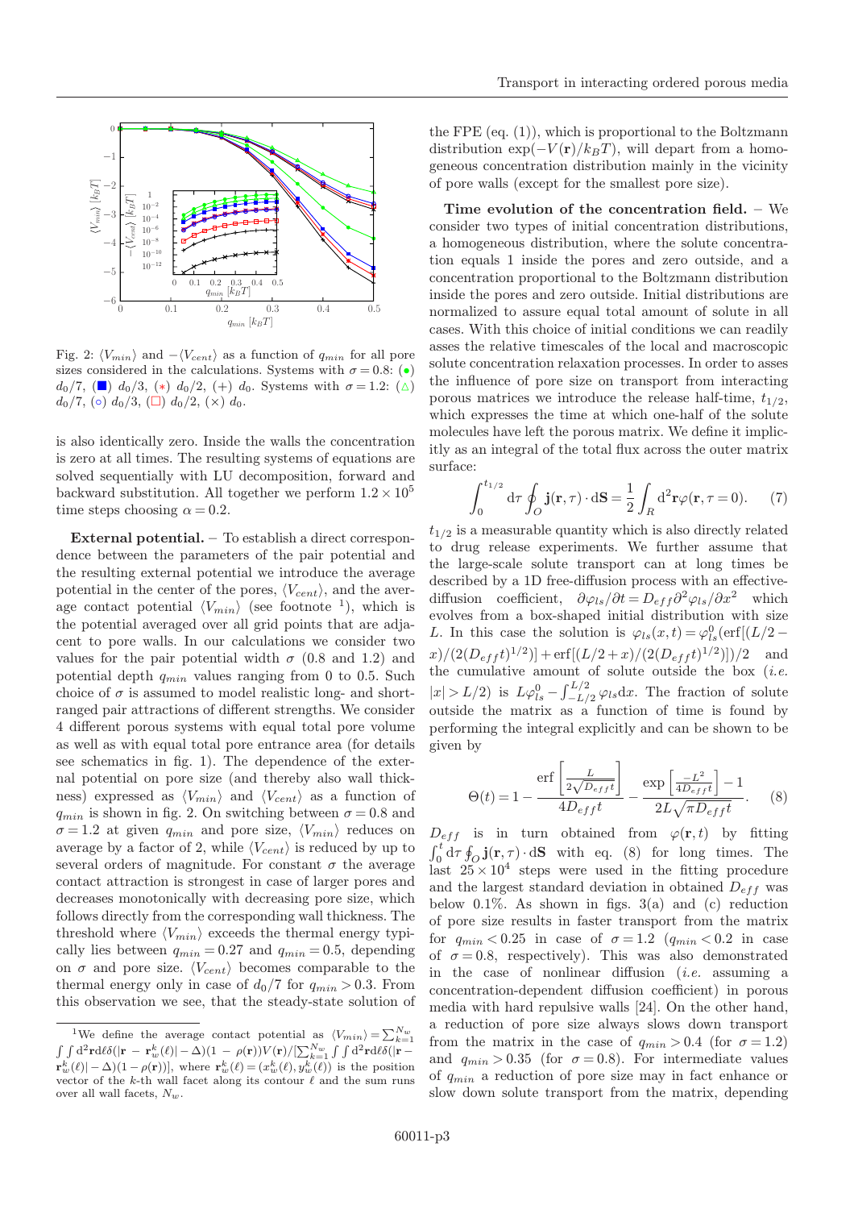Fig. 2: $\langle V_{min}\rangle$ and $-\langle V_{cent}\rangle$ as a function of $q_{min}$ for all pore sizes considered in the calculations. Systems with $\sigma = 0.8$: (•) $d_0/7$, (■) $d_0/3$, (∗) $d_0/2$, (+) $d_0$. Systems with $\sigma = 1.2$: (△) $d_0/7$, (○) $d_0/3$, (□) $d_0/2$, (×) $d_0$.

is also identically zero. Inside the walls the concentration is zero at all times. The resulting systems of equations are solved sequentially with LU decomposition, forward and backward substitution. All together we perform $1.2\times10^5$ time steps choosing $\alpha = 0.2$.

**External potential.** – To establish a direct correspondence between the parameters of the pair potential and the resulting external potential we introduce the average potential in the center of the pores, $\langle V_{cent}\rangle$, and the average contact potential $\langle V_{min}\rangle$ (see footnote [1]), which is the potential averaged over all grid points that are adjacent to pore walls. In our calculations we consider two values for the pair potential width $\sigma$ (0.8 and 1.2) and potential depth $q_{min}$ values ranging from 0 to 0.5. Such choice of $\sigma$ is assumed to model realistic long- and short-ranged pair attractions of different strengths. We consider 4 different porous systems with equal total pore volume as well as with equal total pore entrance area (for details see schematics in fig. 1). The dependence of the external potential on pore size (and thereby also wall thickness) expressed as $\langle V_{min}\rangle$ and $\langle V_{cent}\rangle$ as a function of $q_{min}$ is shown in fig. 2. On switching between $\sigma = 0.8$ and $\sigma = 1.2$ at given $q_{min}$ and pore size, $\langle V_{min}\rangle$ reduces on average by a factor of 2, while $\langle V_{cent}\rangle$ is reduced by up to several orders of magnitude. For constant $\sigma$ the average contact attraction is strongest in case of larger pores and decreases monotonically with decreasing pore size, which follows directly from the corresponding wall thickness. The threshold where $\langle V_{min}\rangle$ exceeds the thermal energy typically lies between $q_{min} = 0.27$ and $q_{min} = 0.5$, depending on $\sigma$ and pore size. $\langle V_{cent}\rangle$ becomes comparable to the thermal energy only in case of $d_0/7$ for $q_{min} > 0.3$. From this observation we see, that the steady-state solution of the FPE (eq. (1)), which is proportional to the Boltzmann distribution $\exp(-V(\mathbf{r})/k_BT)$, will depart from a homogeneous concentration distribution mainly in the vicinity of pore walls (except for the smallest pore size).

**Time evolution of the concentration field.** – We consider two types of initial concentration distributions, a homogeneous distribution, where the solute concentration equals 1 inside the pores and zero outside, and a concentration proportional to the Boltzmann distribution inside the pores and zero outside. Initial distributions are normalized to assure equal total amount of solute in all cases. With this choice of initial conditions we can readily asses the relative timescales of the local and macroscopic solute concentration relaxation processes. In order to asses the influence of pore size on transport from interacting porous matrices we introduce the release half-time, $t_{1/2}$, which expresses the time at which one-half of the solute molecules have left the porous matrix. We define it implicitly as an integral of the total flux across the outer matrix surface:

$$\int_0^{t_{1/2}} \mathrm{d}\tau \oint_O \mathbf{j}(\mathbf{r},\tau)\cdot \mathrm{d}\mathbf{S} = \frac{1}{2}\int_R \mathrm{d}^2\mathbf{r}\varphi(\mathbf{r},\tau=0). \qquad (7)$$

$t_{1/2}$ is a measurable quantity which is also directly related to drug release experiments. We further assume that the large-scale solute transport can at long times be described by a 1D free-diffusion process with an effective-diffusion coefficient, $\partial\varphi_{ls}/\partial t = D_{eff}\partial^2\varphi_{ls}/\partial x^2$ which evolves from a box-shaped initial distribution with size $L$. In this case the solution is $\varphi_{ls}(x,t) = \varphi^0_{ls}(\mathrm{erf}[(L/2-x)/(2(D_{eff}t)^{1/2})] + \mathrm{erf}[(L/2+x)/(2(D_{eff}t)^{1/2})])/2$ and the cumulative amount of solute outside the box (*i.e.* $|x| > L/2$) is $L\varphi^0_{ls} - \int_{-L/2}^{L/2}\varphi_{ls}\mathrm{d}x$. The fraction of solute outside the matrix as a function of time is found by performing the integral explicitly and can be shown to be given by

$$\Theta(t) = 1 - \frac{\mathrm{erf}\left[\frac{L}{2\sqrt{D_{eff}t}}\right]}{4D_{eff}t} - \frac{\exp\left[\frac{-L^2}{4D_{eff}t}\right]-1}{2L\sqrt{\pi D_{eff}t}}. \qquad (8)$$

$D_{eff}$ is in turn obtained from $\varphi(\mathbf{r},t)$ by fitting $\int_0^t \mathrm{d}\tau\oint_O \mathbf{j}(\mathbf{r},\tau)\cdot\mathrm{d}\mathbf{S}$ with eq. (8) for long times. The last $25\times10^4$ steps were used in the fitting procedure and the largest standard deviation in obtained $D_{eff}$ was below 0.1%. As shown in figs. 3(a) and (c) reduction of pore size results in faster transport from the matrix for $q_{min} < 0.25$ in case of $\sigma = 1.2$ ($q_{min} < 0.2$ in case of $\sigma = 0.8$, respectively). This was also demonstrated in the case of nonlinear diffusion (*i.e.* assuming a concentration-dependent diffusion coefficient) in porous media with hard repulsive walls [24]. On the other hand, a reduction of pore size always slows down transport from the matrix in the case of $q_{min} > 0.4$ (for $\sigma = 1.2$) and $q_{min} > 0.35$ (for $\sigma = 0.8$). For intermediate values of $q_{min}$ a reduction of pore size may in fact enhance or slow down solute transport from the matrix, depending

[1] We define the average contact potential as $\langle V_{min}\rangle = \sum_{k=1}^{N_w}\int\int \mathrm{d}^2\mathbf{r}\mathrm{d}\ell\delta(|\mathbf{r}-\mathbf{r}^k_w(\ell)|-\Delta)(1-\rho(\mathbf{r}))V(\mathbf{r})/[\sum_{k=1}^{N_w}\int\int\mathrm{d}^2\mathbf{r}\mathrm{d}\ell\delta(|\mathbf{r}-\mathbf{r}^k_w(\ell)|-\Delta)(1-\rho(\mathbf{r}))]$, where $\mathbf{r}^k_w(\ell) = (x^k_w(\ell), y^k_w(\ell))$ is the position vector of the $k$-th wall facet along its contour $\ell$ and the sum runs over all wall facets, $N_w$.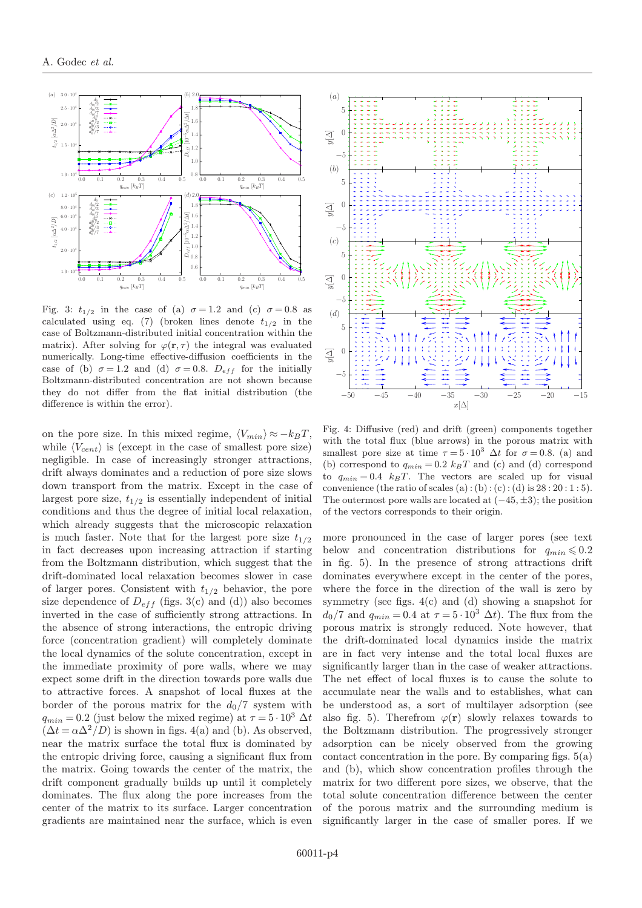Fig. 3: $t_{1/2}$ in the case of (a) $\sigma = 1.2$ and (c) $\sigma = 0.8$ as calculated using eq. (7) (broken lines denote $t_{1/2}$ in the case of Boltzmann-distributed initial concentration within the matrix). After solving for $\varphi(\mathbf{r}, \tau)$ the integral was evaluated numerically. Long-time effective-diffusion coefficients in the case of (b) $\sigma = 1.2$ and (d) $\sigma = 0.8$. $D_{eff}$ for the initially Boltzmann-distributed concentration are not shown because they do not differ from the flat initial distribution (the difference is within the error).

Fig. 4: Diffusive (red) and drift (green) components together with the total flux (blue arrows) in the porous matrix with smallest pore size at time $\tau = 5 \cdot 10^3\ \Delta t$ for $\sigma = 0.8$. (a) and (b) correspond to $q_{min} = 0.2\ k_BT$ and (c) and (d) correspond to $q_{min} = 0.4\ k_BT$. The vectors are scaled up for visual convenience (the ratio of scales (a) : (b) : (c) : (d) is $28 : 20 : 1 : 5$). The outermost pore walls are located at $(-45, \pm 3)$; the position of the vectors corresponds to their origin.

on the pore size. In this mixed regime, $\langle V_{min} \rangle \approx -k_BT$, while $\langle V_{cent} \rangle$ is (except in the case of smallest pore size) negligible. In case of increasingly stronger attractions, drift always dominates and a reduction of pore size slows down transport from the matrix. Except in the case of largest pore size, $t_{1/2}$ is essentially independent of initial conditions and thus the degree of initial local relaxation, which already suggests that the microscopic relaxation is much faster. Note that for the largest pore size $t_{1/2}$ in fact decreases upon increasing attraction if starting from the Boltzmann distribution, which suggest that the drift-dominated local relaxation becomes slower in the case of larger pores. Consistent with $t_{1/2}$ behavior, the pore size dependence of $D_{eff}$ (figs. 3(c) and (d)) also becomes inverted in the case of sufficiently strong attractions. In the absence of strong interactions, the entropic driving force (concentration gradient) will completely dominate the local dynamics of the solute concentration, except in the immediate proximity of pore walls, where we may expect some drift in the direction towards pore walls due to attractive forces. A snapshot of local fluxes at the border of the porous matrix for the $d_0/7$ system with $q_{min} = 0.2$ (just below the mixed regime) at $\tau = 5 \cdot 10^3\ \Delta t$ ($\Delta t = \alpha \Delta^2 / D$) is shown in figs. 4(a) and (b). As observed, near the matrix surface the total flux is dominated by the entropic driving force, causing a significant flux from the matrix. Going towards the center of the matrix, the drift component gradually builds up until it completely dominates. The flux along the pore increases from the center of the matrix to its surface. Larger concentration gradients are maintained near the surface, which is even more pronounced in the case of larger pores (see text below and concentration distributions for $q_{min} \leqslant 0.2$ in fig. 5). In the presence of strong attractions drift dominates everywhere except in the center of the pores, where the force in the direction of the wall is zero by symmetry (see figs. 4(c) and (d) showing a snapshot for $d_0/7$ and $q_{min} = 0.4$ at $\tau = 5 \cdot 10^3\ \Delta t$). The flux from the porous matrix is strongly reduced. Note however, that the drift-dominated local dynamics inside the matrix are in fact very intense and the total local fluxes are significantly larger than in the case of weaker attractions. The net effect of local fluxes is to cause the solute to accumulate near the walls and to establishes, what can be understood as, a sort of multilayer adsorption (see also fig. 5). Therefrom $\varphi(\mathbf{r})$ slowly relaxes towards to the Boltzmann distribution. The progressively stronger adsorption can be nicely observed from the growing contact concentration in the pore. By comparing figs. 5(a) and (b), which show concentration profiles through the matrix for two different pore sizes, we observe, that the total solute concentration difference between the center of the porous matrix and the surrounding medium is significantly larger in the case of smaller pores. If we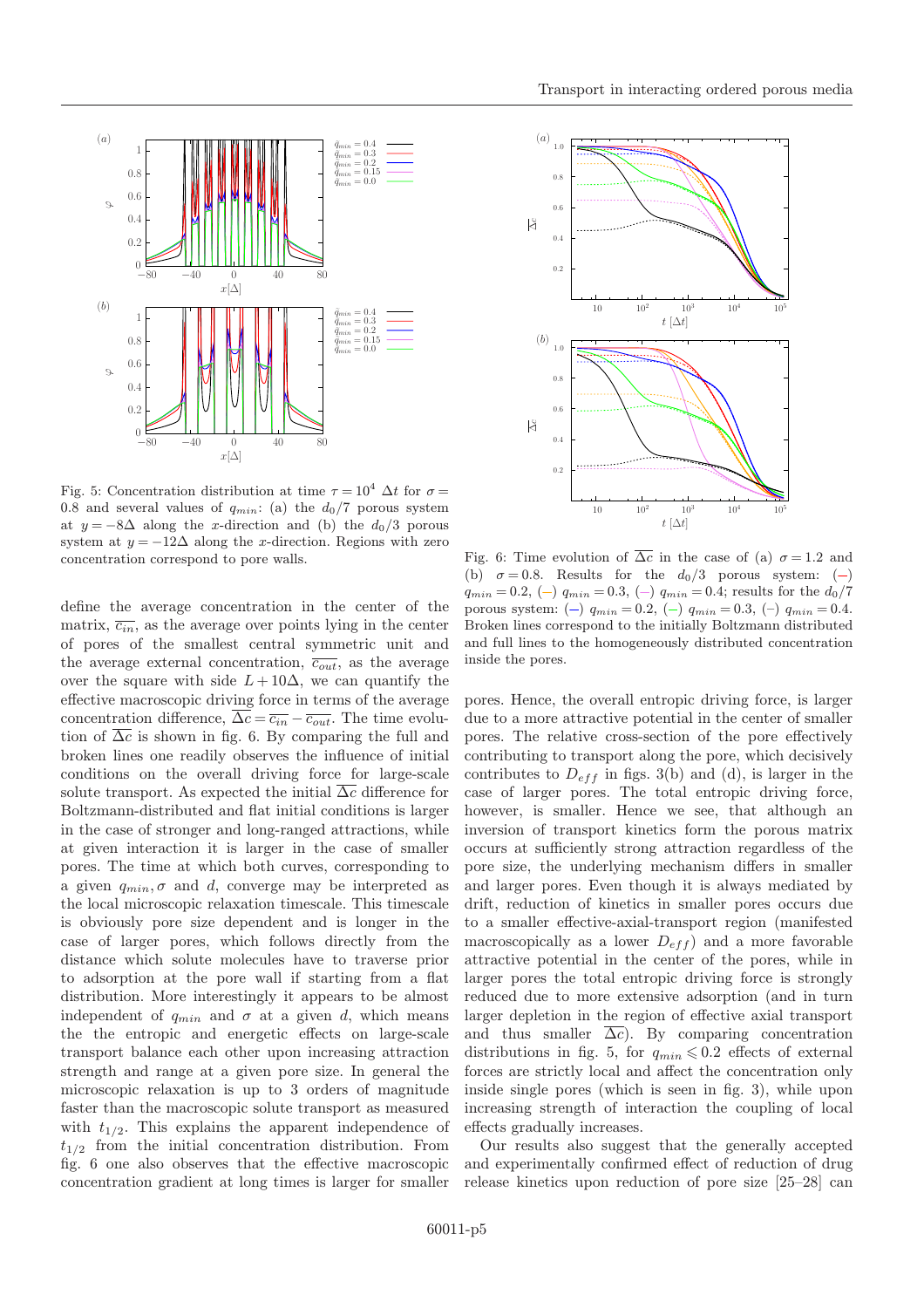Fig. 5: Concentration distribution at time $\tau = 10^4\ \Delta t$ for $\sigma = 0.8$ and several values of $q_{min}$: (a) the $d_0/7$ porous system at $y = -8\Delta$ along the $x$-direction and (b) the $d_0/3$ porous system at $y = -12\Delta$ along the $x$-direction. Regions with zero concentration correspond to pore walls.

Fig. 6: Time evolution of $\overline{\Delta c}$ in the case of (a) $\sigma = 1.2$ and (b) $\sigma = 0.8$. Results for the $d_0/3$ porous system: (–) $q_{min} = 0.2$, (–) $q_{min} = 0.3$, (–) $q_{min} = 0.4$; results for the $d_0/7$ porous system: (–) $q_{min} = 0.2$, (–) $q_{min} = 0.3$, (–) $q_{min} = 0.4$. Broken lines correspond to the initially Boltzmann distributed and full lines to the homogeneously distributed concentration inside the pores.

define the average concentration in the center of the matrix, $\overline{c_{in}}$, as the average over points lying in the center of pores of the smallest central symmetric unit and the average external concentration, $\overline{c_{out}}$, as the average over the square with side $L + 10\Delta$, we can quantify the effective macroscopic driving force in terms of the average concentration difference, $\overline{\Delta c} = \overline{c_{in}} - \overline{c_{out}}$. The time evolution of $\overline{\Delta c}$ is shown in fig. 6. By comparing the full and broken lines one readily observes the influence of initial conditions on the overall driving force for large-scale solute transport. As expected the initial $\overline{\Delta c}$ difference for Boltzmann-distributed and flat initial conditions is larger in the case of stronger and long-ranged attractions, while at given interaction it is larger in the case of smaller pores. The time at which both curves, corresponding to a given $q_{min}, \sigma$ and $d$, converge may be interpreted as the local microscopic relaxation timescale. This timescale is obviously pore size dependent and is longer in the case of larger pores, which follows directly from the distance which solute molecules have to traverse prior to adsorption at the pore wall if starting from a flat distribution. More interestingly it appears to be almost independent of $q_{min}$ and $\sigma$ at a given $d$, which means the the entropic and energetic effects on large-scale transport balance each other upon increasing attraction strength and range at a given pore size. In general the microscopic relaxation is up to 3 orders of magnitude faster than the macroscopic solute transport as measured with $t_{1/2}$. This explains the apparent independence of $t_{1/2}$ from the initial concentration distribution. From fig. 6 one also observes that the effective macroscopic concentration gradient at long times is larger for smaller pores. Hence, the overall entropic driving force, is larger due to a more attractive potential in the center of smaller pores. The relative cross-section of the pore effectively contributing to transport along the pore, which decisively contributes to $D_{eff}$ in figs. 3(b) and (d), is larger in the case of larger pores. The total entropic driving force, however, is smaller. Hence we see, that although an inversion of transport kinetics form the porous matrix occurs at sufficiently strong attraction regardless of the pore size, the underlying mechanism differs in smaller and larger pores. Even though it is always mediated by drift, reduction of kinetics in smaller pores occurs due to a smaller effective-axial-transport region (manifested macroscopically as a lower $D_{eff}$) and a more favorable attractive potential in the center of the pores, while in larger pores the total entropic driving force is strongly reduced due to more extensive adsorption (and in turn larger depletion in the region of effective axial transport and thus smaller $\overline{\Delta c}$). By comparing concentration distributions in fig. 5, for $q_{min} \leqslant 0.2$ effects of external forces are strictly local and affect the concentration only inside single pores (which is seen in fig. 3), while upon increasing strength of interaction the coupling of local effects gradually increases.

Our results also suggest that the generally accepted and experimentally confirmed effect of reduction of drug release kinetics upon reduction of pore size [25–28] can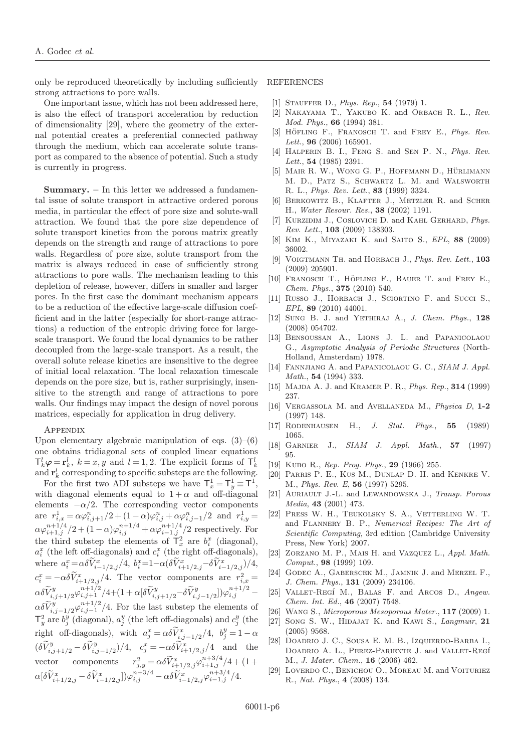only be reproduced theoretically by including sufficiently strong attractions to pore walls.

One important issue, which has not been addressed here, is also the effect of transport acceleration by reduction of dimensionality [29], where the geometry of the external potential creates a preferential connected pathway through the medium, which can accelerate solute transport as compared to the absence of potential. Such a study is currently in progress.

**Summary.** – In this letter we addressed a fundamental issue of solute transport in attractive ordered porous media, in particular the effect of pore size and solute-wall attraction. We found that the pore size dependence of solute transport kinetics from the porous matrix greatly depends on the strength and range of attractions to pore walls. Regardless of pore size, solute transport from the matrix is always reduced in case of sufficiently strong attractions to pore walls. The mechanism leading to this depletion of release, however, differs in smaller and larger pores. In the first case the dominant mechanism appears to be a reduction of the effective large-scale diffusion coefficient and in the latter (especially for short-range attractions) a reduction of the entropic driving force for large-scale transport. We found the local dynamics to be rather decoupled from the large-scale transport. As a result, the overall solute release kinetics are insensitive to the degree of initial local relaxation. The local relaxation timescale depends on the pore size, but is, rather surprisingly, insensitive to the strength and range of attractions to pore walls. Our findings may impact the design of novel porous matrices, especially for application in drug delivery.

## Appendix

Upon elementary algebraic manipulation of eqs. (3)–(6) one obtains tridiagonal sets of coupled linear equations $\mathsf{T}_k^l \boldsymbol{\varphi} = \mathbf{r}_k^l$, $k = x, y$ and $l = 1, 2$. The explicit forms of $\mathsf{T}_k^l$ and $\mathbf{r}_k^l$ corresponding to specific substeps are the following.

For the first two ADI substeps we have $\mathsf{T}_x^1 = \mathsf{T}_y^1 \equiv \mathsf{T}^1$, with diagonal elements equal to $1+\alpha$ and off-diagonal elements $-\alpha/2$. The corresponding vector components are $r_{i,x}^1 = \alpha\varphi_{i,j+1}^n/2 + (1-\alpha)\varphi_{i,j}^n + \alpha\varphi_{i,j-1}^n/2$ and $r_{i,y}^1 = \alpha\varphi_{i+1,j}^{n+1/4}/2 + (1-\alpha)\varphi_{i,j}^{n+1/4} + \alpha\varphi_{i-1,j}^{n+1/4}/2$ respectively. For the third substep the elements of $\mathsf{T}_x^2$ are $b_i^x$ (diagonal), $a_i^x$ (the left off-diagonals) and $c_i^x$ (the right off-diagonals), where $a_i^x = \alpha\delta\widetilde{V}_{i-1/2,j}^x/4$, $b_i^x = 1-\alpha(\delta\widetilde{V}_{i+1/2,j}^x - \delta\widetilde{V}_{i-1/2,j}^x)/4$, $c_i^x = -\alpha\delta\widetilde{V}_{i+1/2,j}^x/4$. The vector components are $r_{i,x}^2 = \alpha\delta\widetilde{V}_{i,j+1/2}^y\varphi_{i,j+1}^{n+1/2}/4 + (1+\alpha[\delta\widetilde{V}_{i,j+1/2}^y - \delta\widetilde{V}_{i,j-1/2}^y])\varphi_{i,j}^{n+1/2} - \alpha\delta\widetilde{V}_{i,j-1/2}^y\varphi_{i,j-1}^{n+1/2}/4$. For the last substep the elements of $\mathsf{T}_y^2$ are $b_j^y$ (diagonal), $a_j^y$ (the left off-diagonals) and $c_j^y$ (the right off-diagonals), with $a_j^x = \alpha\delta\widetilde{V}_{i,j-1/2}^x/4$, $b_j^y = 1-\alpha$ $(\delta\widetilde{V}_{i,j+1/2}^y - \delta\widetilde{V}_{i,j-1/2}^y)/4$, $c_j^x = -\alpha\delta\widetilde{V}_{i+1/2,j}^x/4$ and the vector components $r_{j,y}^2 = \alpha\delta\widetilde{V}_{i+1/2,j}^x\varphi_{i+1,j}^{n+3/4}/4 + (1 + \alpha[\delta\widetilde{V}_{i+1/2,j}^x - \delta\widetilde{V}_{i-1/2,j}^x])\varphi_{i,j}^{n+3/4} - \alpha\delta\widetilde{V}_{i-1/2,j}^x\varphi_{i-1,j}^{n+3/4}/4$.

## REFERENCES

[1] Stauffer D., *Phys. Rep.*, **54** (1979) 1.

[2] Nakayama T., Yakubo K. and Orbach R. L., *Rev. Mod. Phys.*, **66** (1994) 381.

[3] Höfling F., Franosch T. and Frey E., *Phys. Rev. Lett.*, **96** (2006) 165901.

[4] Halperin B. I., Feng S. and Sen P. N., *Phys. Rev. Lett.*, **54** (1985) 2391.

[5] Mair R. W., Wong G. P., Hoffmann D., Hürlimann M. D., Patz S., Schwartz L. M. and Walsworth R. L., *Phys. Rev. Lett.*, **83** (1999) 3324.

[6] Berkowitz B., Klafter J., Metzler R. and Scher H., *Water Resour. Res.*, **38** (2002) 1191.

[7] Kurzidim J., Coslovich D. and Kahl Gerhard, *Phys. Rev. Lett.*, **103** (2009) 138303.

[8] Kim K., Miyazaki K. and Saito S., *EPL*, **88** (2009) 36002.

[9] Voigtmann Th. and Horbach J., *Phys. Rev. Lett.*, **103** (2009) 205901.

[10] Franosch T., Höfling F., Bauer T. and Frey E., *Chem. Phys.*, **375** (2010) 540.

[11] Russo J., Horbach J., Sciortino F. and Succi S., *EPL*, **89** (2010) 44001.

[12] Sung B. J. and Yethiraj A., *J. Chem. Phys.*, **128** (2008) 054702.

[13] Bensoussan A., Lions J. L. and Papanicolaou G., *Asymptotic Analysis of Periodic Structures* (North-Holland, Amsterdam) 1978.

[14] Fannjiang A. and Papanicolaou G. C., *SIAM J. Appl. Math.*, **54** (1994) 333.

[15] Majda A. J. and Kramer P. R., *Phys. Rep.*, **314** (1999) 237.

[16] Vergassola M. and Avellaneda M., *Physica D*, **1-2** (1997) 148.

[17] Rodenhausen H., *J. Stat. Phys.*, **55** (1989) 1065.

[18] Garnier J., *SIAM J. Appl. Math.*, **57** (1997) 95.

[19] Kubo R., *Rep. Prog. Phys.*, **29** (1966) 255.

[20] Parris P. E., Kus M., Dunlap D. H. and Kenkre V. M., *Phys. Rev. E*, **56** (1997) 5295.

[21] Auriault J.-L. and Lewandowska J., *Transp. Porous Media*, **43** (2001) 473.

[22] Press W. H., Teukolsky S. A., Vetterling W. T. and Flannery B. P., *Numerical Recipes: The Art of Scientific Computing*, 3rd edition (Cambridge University Press, New York) 2007.

[23] Zorzano M. P., Mais H. and Vazquez L., *Appl. Math. Comput.*, **98** (1999) 109.

[24] Godec A., Gaberscek M., Jamnik J. and Merzel F., *J. Chem. Phys.*, **131** (2009) 234106.

[25] Vallet-Regí M., Balas F. and Arcos D., *Angew. Chem. Int. Ed.*, **46** (2007) 7548.

[26] Wang S., *Microporous Mesoporous Mater.*, **117** (2009) 1.

[27] Song S. W., Hidajat K. and Kawi S., *Langmuir*, **21** (2005) 9568.

[28] Doadrio J. C., Sousa E. M. B., Izquierdo-Barba I., Doadrio A. L., Perez-Pariente J. and Vallet-Regí M., *J. Mater. Chem.*, **16** (2006) 462.

[29] Loverdo C., Benichou O., Moreau M. and Voituriez R., *Nat. Phys.*, **4** (2008) 134.